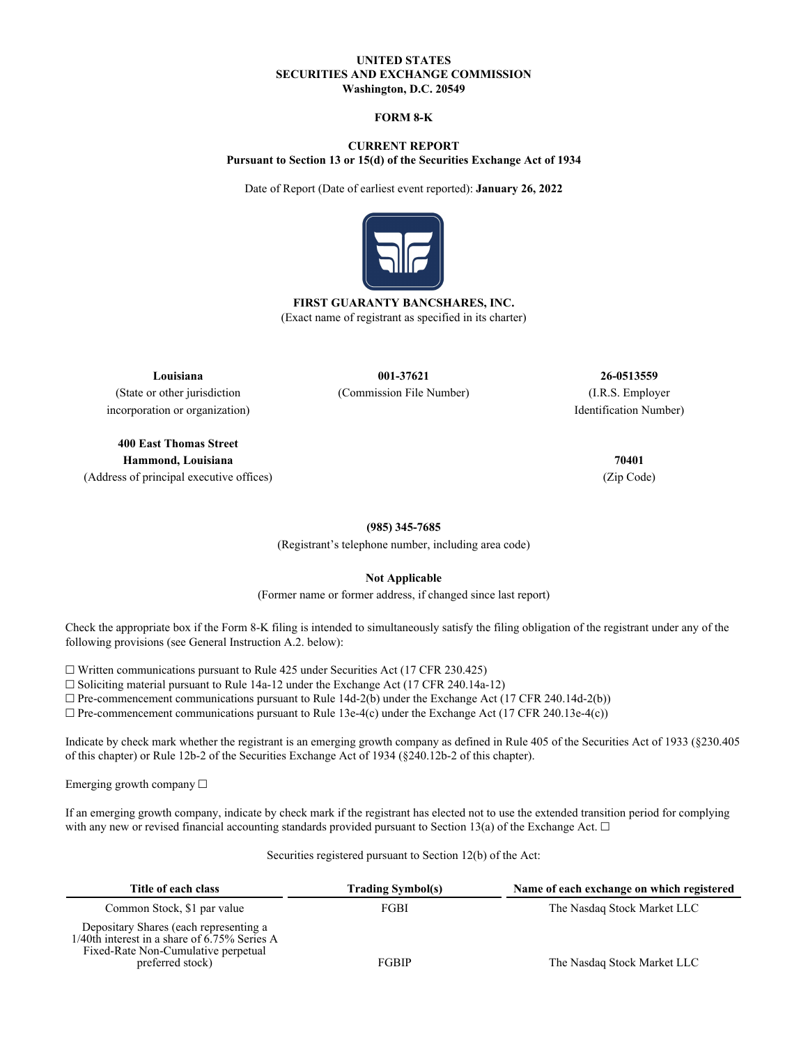**UNITED STATES**
**SECURITIES AND EXCHANGE COMMISSION**
**Washington, D.C. 20549**

**FORM 8-K**

**CURRENT REPORT**
**Pursuant to Section 13 or 15(d) of the Securities Exchange Act of 1934**

Date of Report (Date of earliest event reported): **January 26, 2022**

**FIRST GUARANTY BANCSHARES, INC.**
(Exact name of registrant as specified in its charter)

| **Louisiana** | **001-37621** | **26-0513559** |
|---|---|---|
| (State or other jurisdiction incorporation or organization) | (Commission File Number) | (I.R.S. Employer Identification Number) |

| **400 East Thomas Street Hammond, Louisiana** | **70401** |
|---|---|
| (Address of principal executive offices) | (Zip Code) |

**(985) 345-7685**
(Registrant's telephone number, including area code)

**Not Applicable**
(Former name or former address, if changed since last report)

Check the appropriate box if the Form 8-K filing is intended to simultaneously satisfy the filing obligation of the registrant under any of the following provisions (see General Instruction A.2. below):

☐ Written communications pursuant to Rule 425 under Securities Act (17 CFR 230.425)
☐ Soliciting material pursuant to Rule 14a-12 under the Exchange Act (17 CFR 240.14a-12)
☐ Pre-commencement communications pursuant to Rule 14d-2(b) under the Exchange Act (17 CFR 240.14d-2(b))
☐ Pre-commencement communications pursuant to Rule 13e-4(c) under the Exchange Act (17 CFR 240.13e-4(c))

Indicate by check mark whether the registrant is an emerging growth company as defined in Rule 405 of the Securities Act of 1933 (§230.405 of this chapter) or Rule 12b-2 of the Securities Exchange Act of 1934 (§240.12b-2 of this chapter).

Emerging growth company ☐

If an emerging growth company, indicate by check mark if the registrant has elected not to use the extended transition period for complying with any new or revised financial accounting standards provided pursuant to Section 13(a) of the Exchange Act. ☐

Securities registered pursuant to Section 12(b) of the Act:

| Title of each class | Trading Symbol(s) | Name of each exchange on which registered |
|---|---|---|
| Common Stock, $1 par value | FGBI | The Nasdaq Stock Market LLC |
| Depositary Shares (each representing a 1/40th interest in a share of 6.75% Series A Fixed-Rate Non-Cumulative perpetual preferred stock) | FGBIP | The Nasdaq Stock Market LLC |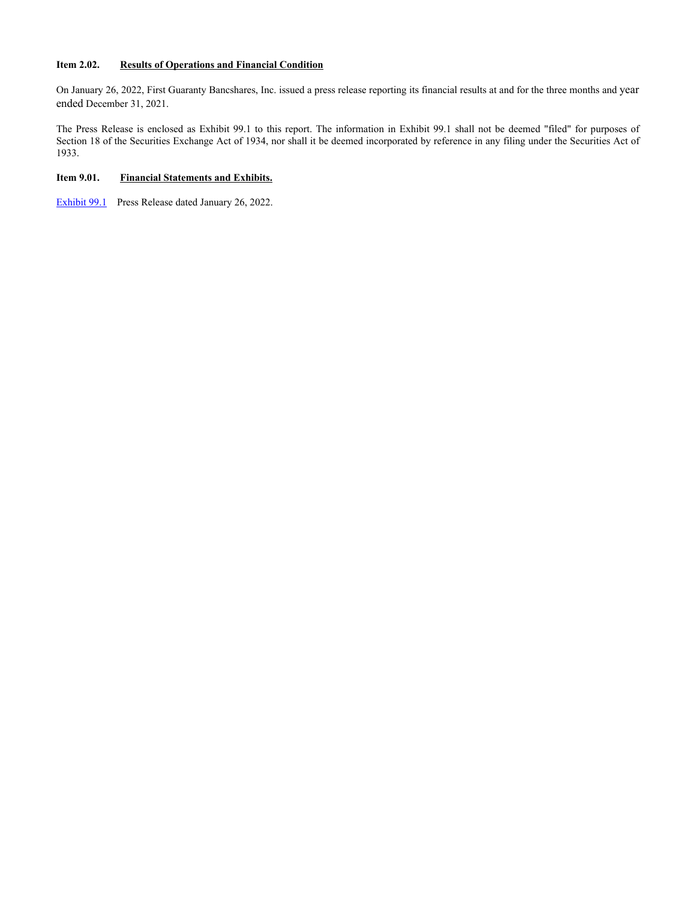**Item 2.02. Results of Operations and Financial Condition**

On January 26, 2022, First Guaranty Bancshares, Inc. issued a press release reporting its financial results at and for the three months and year ended December 31, 2021.

The Press Release is enclosed as Exhibit 99.1 to this report. The information in Exhibit 99.1 shall not be deemed "filed" for purposes of Section 18 of the Securities Exchange Act of 1934, nor shall it be deemed incorporated by reference in any filing under the Securities Act of 1933.

**Item 9.01. Financial Statements and Exhibits.**

Exhibit 99.1 Press Release dated January 26, 2022.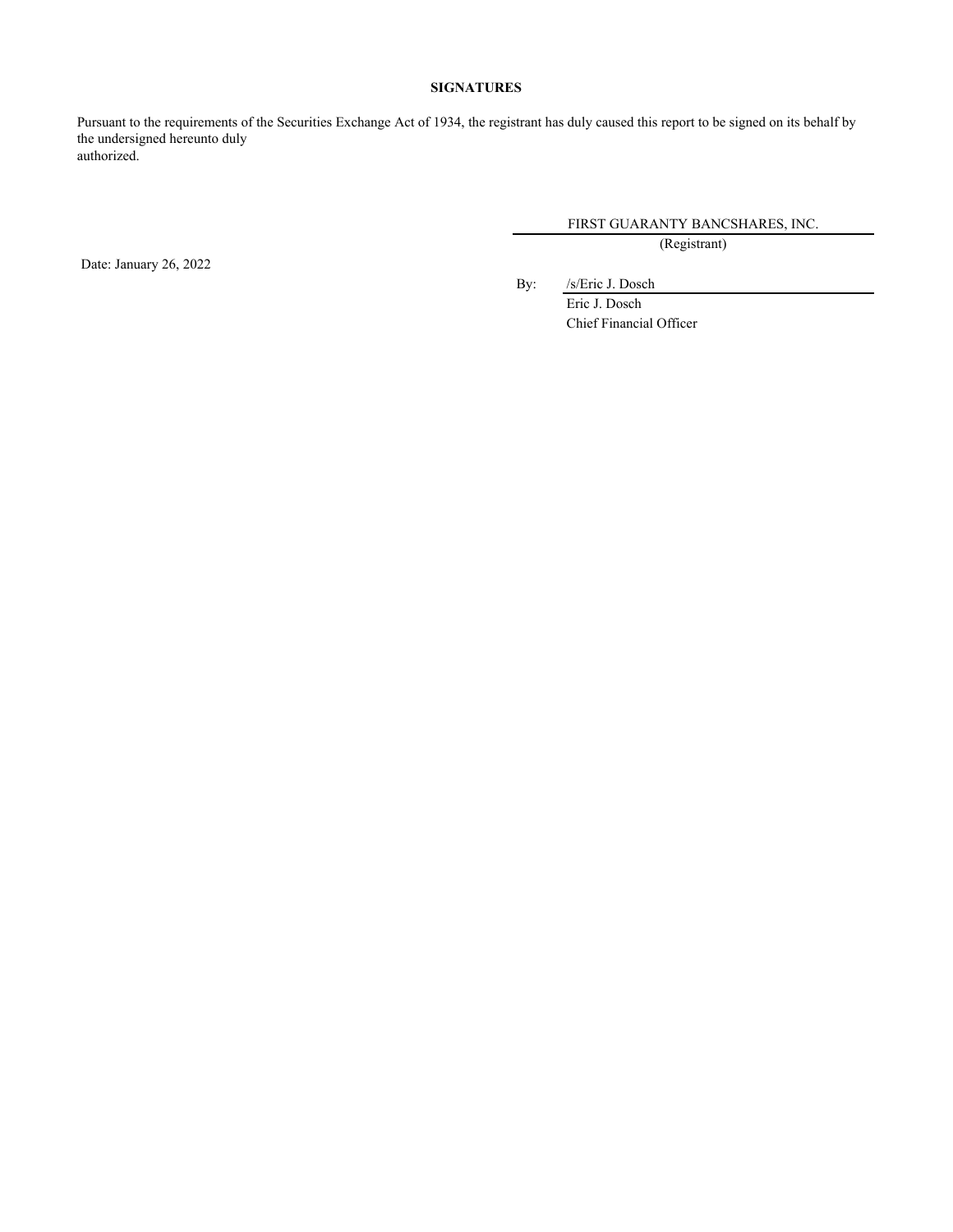**SIGNATURES**

Pursuant to the requirements of the Securities Exchange Act of 1934, the registrant has duly caused this report to be signed on its behalf by the undersigned hereunto duly authorized.

FIRST GUARANTY BANCSHARES, INC.
(Registrant)

Date: January 26, 2022

By: /s/Eric J. Dosch
Eric J. Dosch
Chief Financial Officer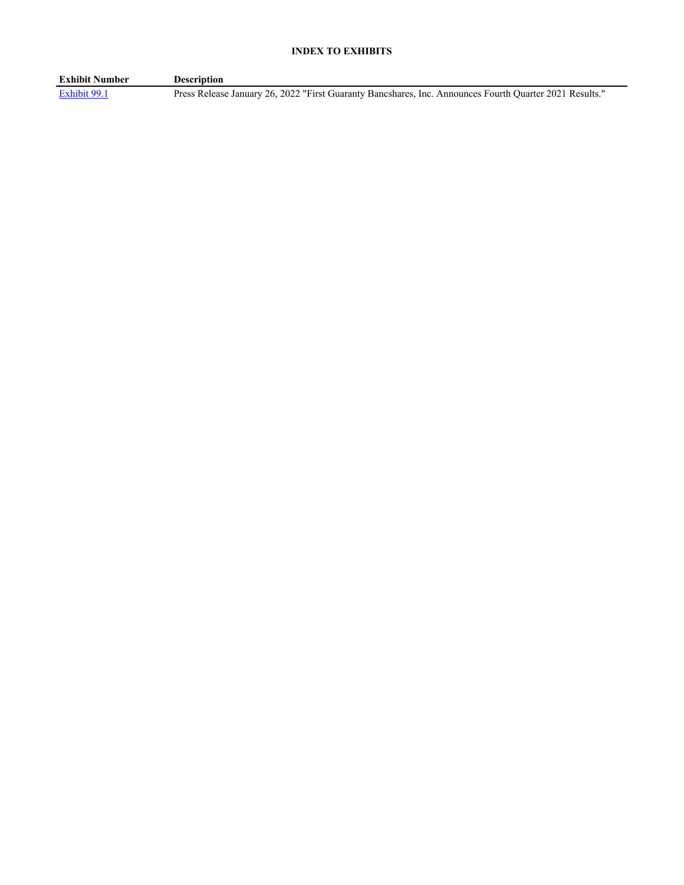**INDEX TO EXHIBITS**

| Exhibit Number | Description |
| --- | --- |
| Exhibit 99.1 | Press Release January 26, 2022 "First Guaranty Bancshares, Inc. Announces Fourth Quarter 2021 Results." |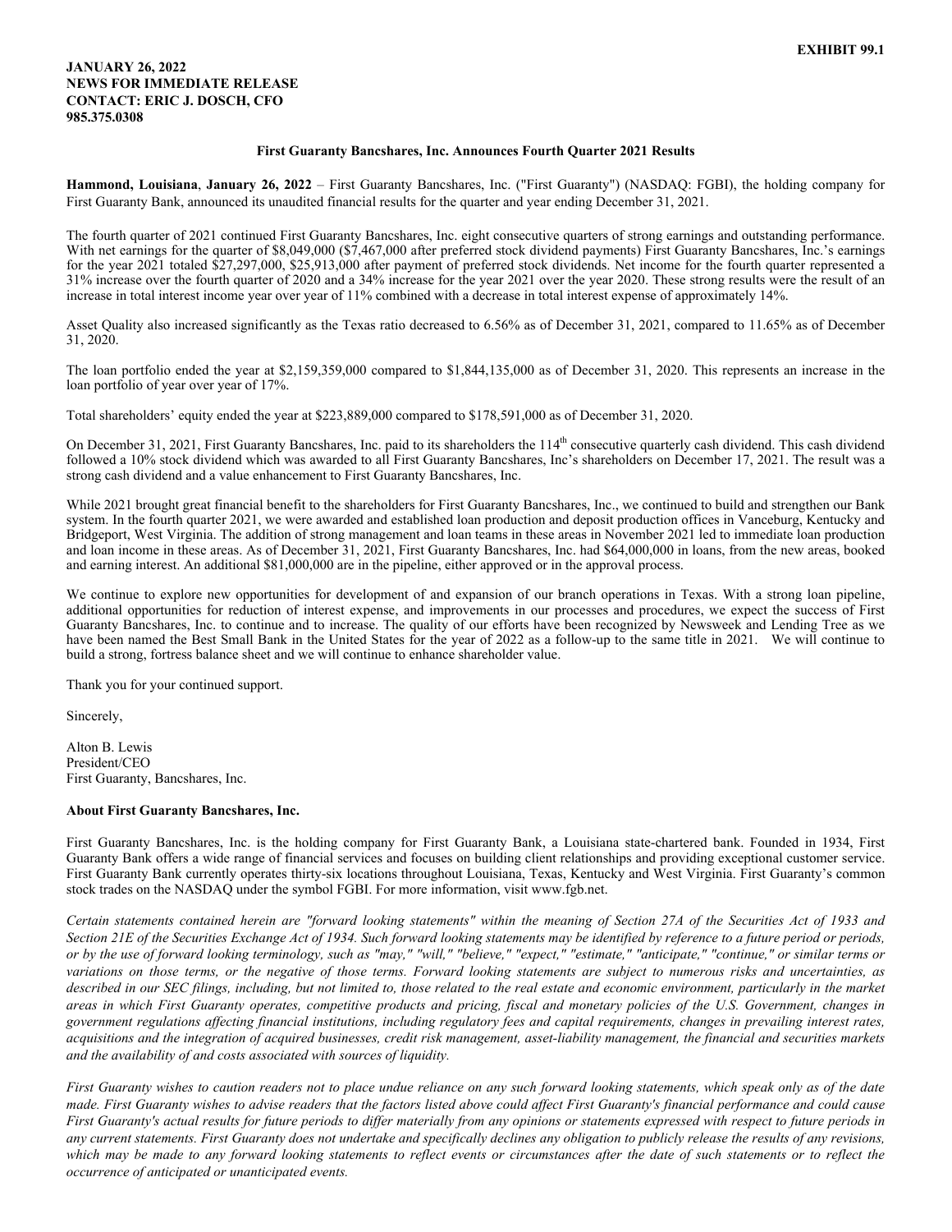**EXHIBIT 99.1**

**JANUARY 26, 2022**
**NEWS FOR IMMEDIATE RELEASE**
**CONTACT: ERIC J. DOSCH, CFO**
**985.375.0308**

**First Guaranty Bancshares, Inc. Announces Fourth Quarter 2021 Results**

**Hammond, Louisiana**, **January 26, 2022** – First Guaranty Bancshares, Inc. ("First Guaranty") (NASDAQ: FGBI), the holding company for First Guaranty Bank, announced its unaudited financial results for the quarter and year ending December 31, 2021.

The fourth quarter of 2021 continued First Guaranty Bancshares, Inc. eight consecutive quarters of strong earnings and outstanding performance. With net earnings for the quarter of $8,049,000 ($7,467,000 after preferred stock dividend payments) First Guaranty Bancshares, Inc.'s earnings for the year 2021 totaled $27,297,000, $25,913,000 after payment of preferred stock dividends. Net income for the fourth quarter represented a 31% increase over the fourth quarter of 2020 and a 34% increase for the year 2021 over the year 2020. These strong results were the result of an increase in total interest income year over year of 11% combined with a decrease in total interest expense of approximately 14%.

Asset Quality also increased significantly as the Texas ratio decreased to 6.56% as of December 31, 2021, compared to 11.65% as of December 31, 2020.

The loan portfolio ended the year at $2,159,359,000 compared to $1,844,135,000 as of December 31, 2020. This represents an increase in the loan portfolio of year over year of 17%.

Total shareholders' equity ended the year at $223,889,000 compared to $178,591,000 as of December 31, 2020.

On December 31, 2021, First Guaranty Bancshares, Inc. paid to its shareholders the 114th consecutive quarterly cash dividend. This cash dividend followed a 10% stock dividend which was awarded to all First Guaranty Bancshares, Inc's shareholders on December 17, 2021. The result was a strong cash dividend and a value enhancement to First Guaranty Bancshares, Inc.

While 2021 brought great financial benefit to the shareholders for First Guaranty Bancshares, Inc., we continued to build and strengthen our Bank system. In the fourth quarter 2021, we were awarded and established loan production and deposit production offices in Vanceburg, Kentucky and Bridgeport, West Virginia. The addition of strong management and loan teams in these areas in November 2021 led to immediate loan production and loan income in these areas. As of December 31, 2021, First Guaranty Bancshares, Inc. had $64,000,000 in loans, from the new areas, booked and earning interest. An additional $81,000,000 are in the pipeline, either approved or in the approval process.

We continue to explore new opportunities for development of and expansion of our branch operations in Texas. With a strong loan pipeline, additional opportunities for reduction of interest expense, and improvements in our processes and procedures, we expect the success of First Guaranty Bancshares, Inc. to continue and to increase. The quality of our efforts have been recognized by Newsweek and Lending Tree as we have been named the Best Small Bank in the United States for the year of 2022 as a follow-up to the same title in 2021. We will continue to build a strong, fortress balance sheet and we will continue to enhance shareholder value.

Thank you for your continued support.

Sincerely,

Alton B. Lewis
President/CEO
First Guaranty, Bancshares, Inc.

**About First Guaranty Bancshares, Inc.**

First Guaranty Bancshares, Inc. is the holding company for First Guaranty Bank, a Louisiana state-chartered bank. Founded in 1934, First Guaranty Bank offers a wide range of financial services and focuses on building client relationships and providing exceptional customer service. First Guaranty Bank currently operates thirty-six locations throughout Louisiana, Texas, Kentucky and West Virginia. First Guaranty's common stock trades on the NASDAQ under the symbol FGBI. For more information, visit www.fgb.net.

*Certain statements contained herein are "forward looking statements" within the meaning of Section 27A of the Securities Act of 1933 and Section 21E of the Securities Exchange Act of 1934. Such forward looking statements may be identified by reference to a future period or periods, or by the use of forward looking terminology, such as "may," "will," "believe," "expect," "estimate," "anticipate," "continue," or similar terms or variations on those terms, or the negative of those terms. Forward looking statements are subject to numerous risks and uncertainties, as described in our SEC filings, including, but not limited to, those related to the real estate and economic environment, particularly in the market areas in which First Guaranty operates, competitive products and pricing, fiscal and monetary policies of the U.S. Government, changes in government regulations affecting financial institutions, including regulatory fees and capital requirements, changes in prevailing interest rates, acquisitions and the integration of acquired businesses, credit risk management, asset-liability management, the financial and securities markets and the availability of and costs associated with sources of liquidity.*

*First Guaranty wishes to caution readers not to place undue reliance on any such forward looking statements, which speak only as of the date made. First Guaranty wishes to advise readers that the factors listed above could affect First Guaranty's financial performance and could cause First Guaranty's actual results for future periods to differ materially from any opinions or statements expressed with respect to future periods in any current statements. First Guaranty does not undertake and specifically declines any obligation to publicly release the results of any revisions, which may be made to any forward looking statements to reflect events or circumstances after the date of such statements or to reflect the occurrence of anticipated or unanticipated events.*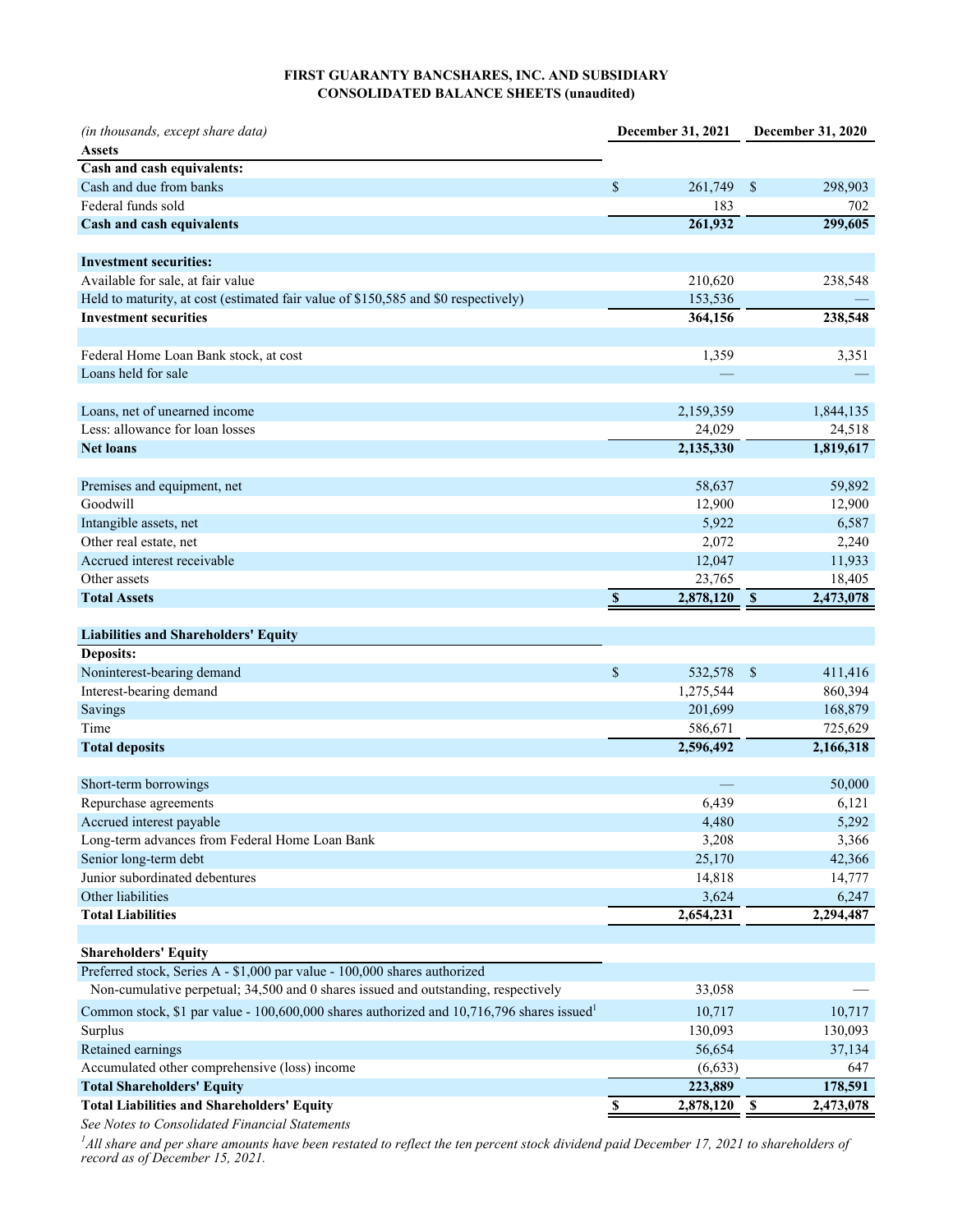**FIRST GUARANTY BANCSHARES, INC. AND SUBSIDIARY**
**CONSOLIDATED BALANCE SHEETS (unaudited)**

| *(in thousands, except share data)* | December 31, 2021 | December 31, 2020 |
|---|---|---|
| **Assets** | | |
| **Cash and cash equivalents:** | | |
| Cash and due from banks | $ 261,749 | $ 298,903 |
| Federal funds sold | 183 | 702 |
| **Cash and cash equivalents** | **261,932** | **299,605** |
| | | |
| **Investment securities:** | | |
| Available for sale, at fair value | 210,620 | 238,548 |
| Held to maturity, at cost (estimated fair value of $150,585 and $0 respectively) | 153,536 | — |
| **Investment securities** | **364,156** | **238,548** |
| | | |
| Federal Home Loan Bank stock, at cost | 1,359 | 3,351 |
| Loans held for sale | — | — |
| | | |
| Loans, net of unearned income | 2,159,359 | 1,844,135 |
| Less: allowance for loan losses | 24,029 | 24,518 |
| **Net loans** | **2,135,330** | **1,819,617** |
| | | |
| Premises and equipment, net | 58,637 | 59,892 |
| Goodwill | 12,900 | 12,900 |
| Intangible assets, net | 5,922 | 6,587 |
| Other real estate, net | 2,072 | 2,240 |
| Accrued interest receivable | 12,047 | 11,933 |
| Other assets | 23,765 | 18,405 |
| **Total Assets** | **$ 2,878,120** | **$ 2,473,078** |
| | | |
| **Liabilities and Shareholders' Equity** | | |
| **Deposits:** | | |
| Noninterest-bearing demand | $ 532,578 | $ 411,416 |
| Interest-bearing demand | 1,275,544 | 860,394 |
| Savings | 201,699 | 168,879 |
| Time | 586,671 | 725,629 |
| **Total deposits** | **2,596,492** | **2,166,318** |
| | | |
| Short-term borrowings | — | 50,000 |
| Repurchase agreements | 6,439 | 6,121 |
| Accrued interest payable | 4,480 | 5,292 |
| Long-term advances from Federal Home Loan Bank | 3,208 | 3,366 |
| Senior long-term debt | 25,170 | 42,366 |
| Junior subordinated debentures | 14,818 | 14,777 |
| Other liabilities | 3,624 | 6,247 |
| **Total Liabilities** | **2,654,231** | **2,294,487** |
| | | |
| **Shareholders' Equity** | | |
| Preferred stock, Series A - $1,000 par value - 100,000 shares authorized | | |
| Non-cumulative perpetual; 34,500 and 0 shares issued and outstanding, respectively | 33,058 | — |
| Common stock, $1 par value - 100,600,000 shares authorized and 10,716,796 shares issued[1] | 10,717 | 10,717 |
| Surplus | 130,093 | 130,093 |
| Retained earnings | 56,654 | 37,134 |
| Accumulated other comprehensive (loss) income | (6,633) | 647 |
| **Total Shareholders' Equity** | **223,889** | **178,591** |
| **Total Liabilities and Shareholders' Equity** | **$ 2,878,120** | **$ 2,473,078** |

*See Notes to Consolidated Financial Statements*

*[1] All share and per share amounts have been restated to reflect the ten percent stock dividend paid December 17, 2021 to shareholders of record as of December 15, 2021.*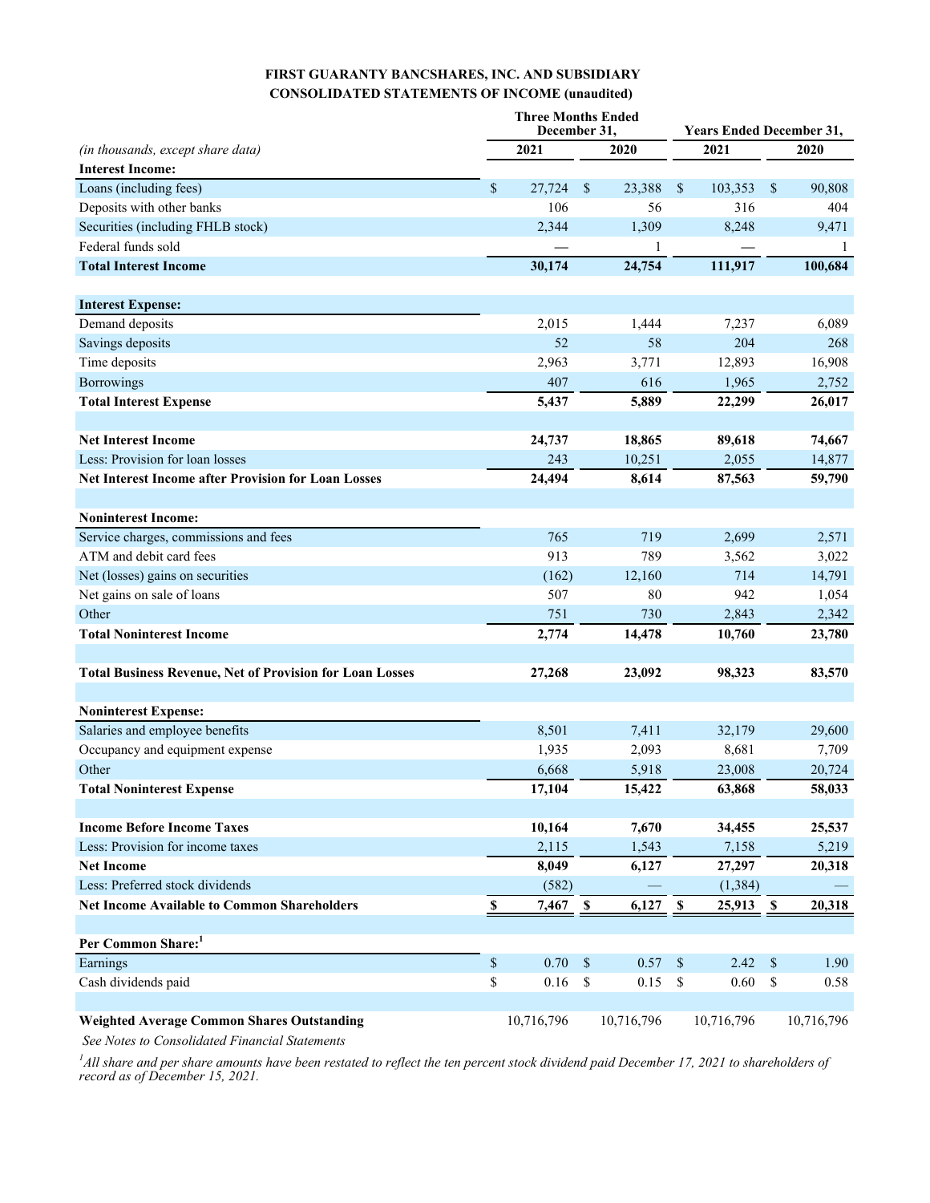**FIRST GUARANTY BANCSHARES, INC. AND SUBSIDIARY**
**CONSOLIDATED STATEMENTS OF INCOME (unaudited)**

| *(in thousands, except share data)* | Three Months Ended December 31, 2021 | Three Months Ended December 31, 2020 | Years Ended December 31, 2021 | Years Ended December 31, 2020 |
|---|---|---|---|---|
| **Interest Income:** | | | | |
| Loans (including fees) | $ 27,724 | $ 23,388 | $ 103,353 | $ 90,808 |
| Deposits with other banks | 106 | 56 | 316 | 404 |
| Securities (including FHLB stock) | 2,344 | 1,309 | 8,248 | 9,471 |
| Federal funds sold | — | 1 | — | 1 |
| **Total Interest Income** | **30,174** | **24,754** | **111,917** | **100,684** |
| | | | | |
| **Interest Expense:** | | | | |
| Demand deposits | 2,015 | 1,444 | 7,237 | 6,089 |
| Savings deposits | 52 | 58 | 204 | 268 |
| Time deposits | 2,963 | 3,771 | 12,893 | 16,908 |
| Borrowings | 407 | 616 | 1,965 | 2,752 |
| **Total Interest Expense** | **5,437** | **5,889** | **22,299** | **26,017** |
| | | | | |
| **Net Interest Income** | **24,737** | **18,865** | **89,618** | **74,667** |
| Less: Provision for loan losses | 243 | 10,251 | 2,055 | 14,877 |
| **Net Interest Income after Provision for Loan Losses** | **24,494** | **8,614** | **87,563** | **59,790** |
| | | | | |
| **Noninterest Income:** | | | | |
| Service charges, commissions and fees | 765 | 719 | 2,699 | 2,571 |
| ATM and debit card fees | 913 | 789 | 3,562 | 3,022 |
| Net (losses) gains on securities | (162) | 12,160 | 714 | 14,791 |
| Net gains on sale of loans | 507 | 80 | 942 | 1,054 |
| Other | 751 | 730 | 2,843 | 2,342 |
| **Total Noninterest Income** | **2,774** | **14,478** | **10,760** | **23,780** |
| | | | | |
| **Total Business Revenue, Net of Provision for Loan Losses** | **27,268** | **23,092** | **98,323** | **83,570** |
| | | | | |
| **Noninterest Expense:** | | | | |
| Salaries and employee benefits | 8,501 | 7,411 | 32,179 | 29,600 |
| Occupancy and equipment expense | 1,935 | 2,093 | 8,681 | 7,709 |
| Other | 6,668 | 5,918 | 23,008 | 20,724 |
| **Total Noninterest Expense** | **17,104** | **15,422** | **63,868** | **58,033** |
| | | | | |
| **Income Before Income Taxes** | **10,164** | **7,670** | **34,455** | **25,537** |
| Less: Provision for income taxes | 2,115 | 1,543 | 7,158 | 5,219 |
| **Net Income** | **8,049** | **6,127** | **27,297** | **20,318** |
| Less: Preferred stock dividends | (582) | — | (1,384) | — |
| **Net Income Available to Common Shareholders** | **$ 7,467** | **$ 6,127** | **$ 25,913** | **$ 20,318** |
| | | | | |
| **Per Common Share:**[1] | | | | |
| Earnings | $ 0.70 | $ 0.57 | $ 2.42 | $ 1.90 |
| Cash dividends paid | $ 0.16 | $ 0.15 | $ 0.60 | $ 0.58 |
| | | | | |
| **Weighted Average Common Shares Outstanding** | 10,716,796 | 10,716,796 | 10,716,796 | 10,716,796 |

*See Notes to Consolidated Financial Statements*

*[1] All share and per share amounts have been restated to reflect the ten percent stock dividend paid December 17, 2021 to shareholders of record as of December 15, 2021.*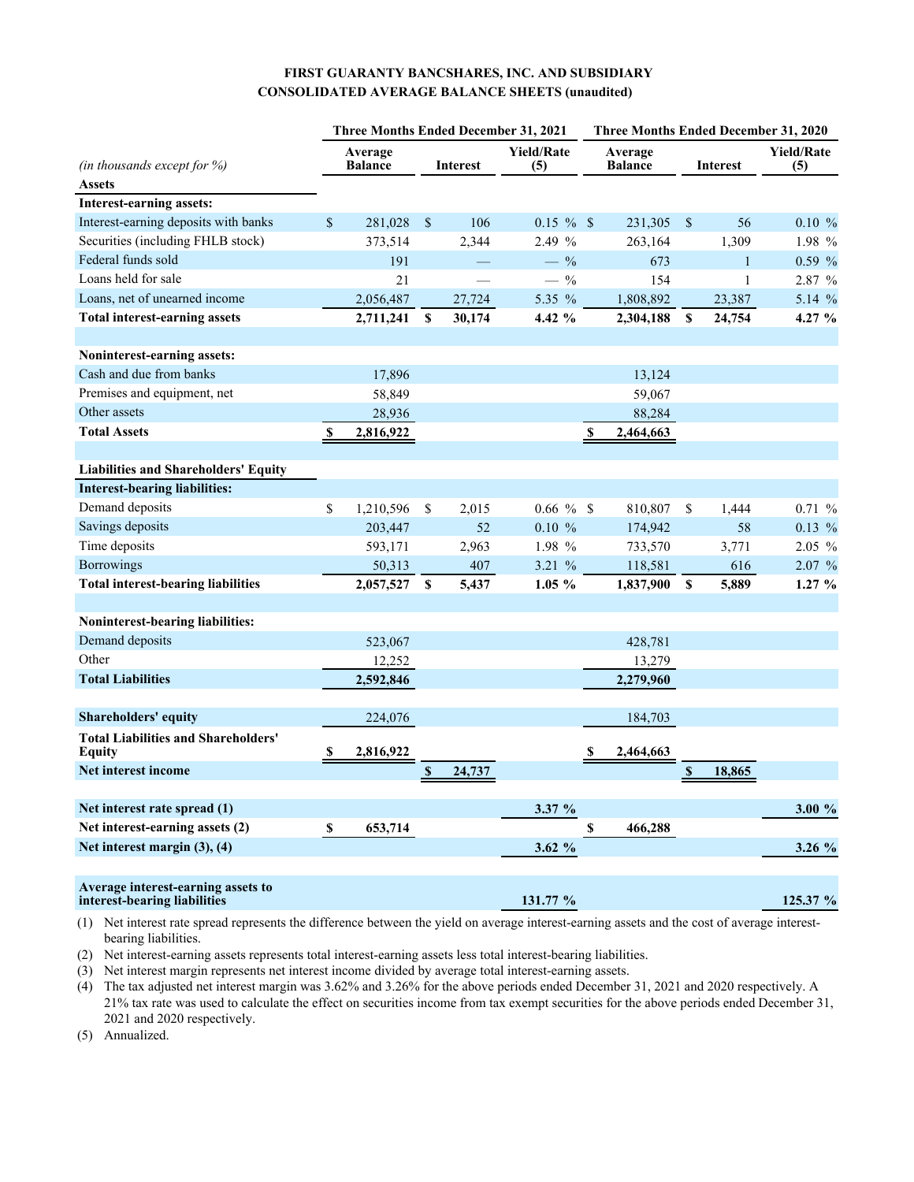**FIRST GUARANTY BANCSHARES, INC. AND SUBSIDIARY**
**CONSOLIDATED AVERAGE BALANCE SHEETS (unaudited)**

| *(in thousands except for %)* | Three Months Ended December 31, 2021 | | | Three Months Ended December 31, 2020 | | |
|---|---|---|---|---|---|---|
| | Average Balance | Interest | Yield/Rate (5) | Average Balance | Interest | Yield/Rate (5) |
| **Assets** | | | | | | |
| **Interest-earning assets:** | | | | | | |
| Interest-earning deposits with banks | $ 281,028 | $ 106 | 0.15 % | $ 231,305 | $ 56 | 0.10 % |
| Securities (including FHLB stock) | 373,514 | 2,344 | 2.49 % | 263,164 | 1,309 | 1.98 % |
| Federal funds sold | 191 | — | — % | 673 | 1 | 0.59 % |
| Loans held for sale | 21 | — | — % | 154 | 1 | 2.87 % |
| Loans, net of unearned income | 2,056,487 | 27,724 | 5.35 % | 1,808,892 | 23,387 | 5.14 % |
| **Total interest-earning assets** | **2,711,241** | **$ 30,174** | **4.42 %** | **2,304,188** | **$ 24,754** | **4.27 %** |
| | | | | | | |
| **Noninterest-earning assets:** | | | | | | |
| Cash and due from banks | 17,896 | | | 13,124 | | |
| Premises and equipment, net | 58,849 | | | 59,067 | | |
| Other assets | 28,936 | | | 88,284 | | |
| **Total Assets** | **$ 2,816,922** | | | **$ 2,464,663** | | |
| | | | | | | |
| **Liabilities and Shareholders' Equity** | | | | | | |
| **Interest-bearing liabilities:** | | | | | | |
| Demand deposits | $ 1,210,596 | $ 2,015 | 0.66 % | $ 810,807 | $ 1,444 | 0.71 % |
| Savings deposits | 203,447 | 52 | 0.10 % | 174,942 | 58 | 0.13 % |
| Time deposits | 593,171 | 2,963 | 1.98 % | 733,570 | 3,771 | 2.05 % |
| Borrowings | 50,313 | 407 | 3.21 % | 118,581 | 616 | 2.07 % |
| **Total interest-bearing liabilities** | **2,057,527** | **$ 5,437** | **1.05 %** | **1,837,900** | **$ 5,889** | **1.27 %** |
| | | | | | | |
| **Noninterest-bearing liabilities:** | | | | | | |
| Demand deposits | 523,067 | | | 428,781 | | |
| Other | 12,252 | | | 13,279 | | |
| **Total Liabilities** | **2,592,846** | | | **2,279,960** | | |
| | | | | | | |
| **Shareholders' equity** | 224,076 | | | 184,703 | | |
| **Total Liabilities and Shareholders' Equity** | **$ 2,816,922** | | | **$ 2,464,663** | | |
| **Net interest income** | | **$ 24,737** | | | **$ 18,865** | |
| | | | | | | |
| **Net interest rate spread (1)** | | | **3.37 %** | | | **3.00 %** |
| **Net interest-earning assets (2)** | **$ 653,714** | | | **$ 466,288** | | |
| **Net interest margin (3), (4)** | | | **3.62 %** | | | **3.26 %** |
| | | | | | | |
| **Average interest-earning assets to interest-bearing liabilities** | | | **131.77 %** | | | **125.37 %** |

(1) Net interest rate spread represents the difference between the yield on average interest-earning assets and the cost of average interest-bearing liabilities.

(2) Net interest-earning assets represents total interest-earning assets less total interest-bearing liabilities.

(3) Net interest margin represents net interest income divided by average total interest-earning assets.

(4) The tax adjusted net interest margin was 3.62% and 3.26% for the above periods ended December 31, 2021 and 2020 respectively. A 21% tax rate was used to calculate the effect on securities income from tax exempt securities for the above periods ended December 31, 2021 and 2020 respectively.

(5) Annualized.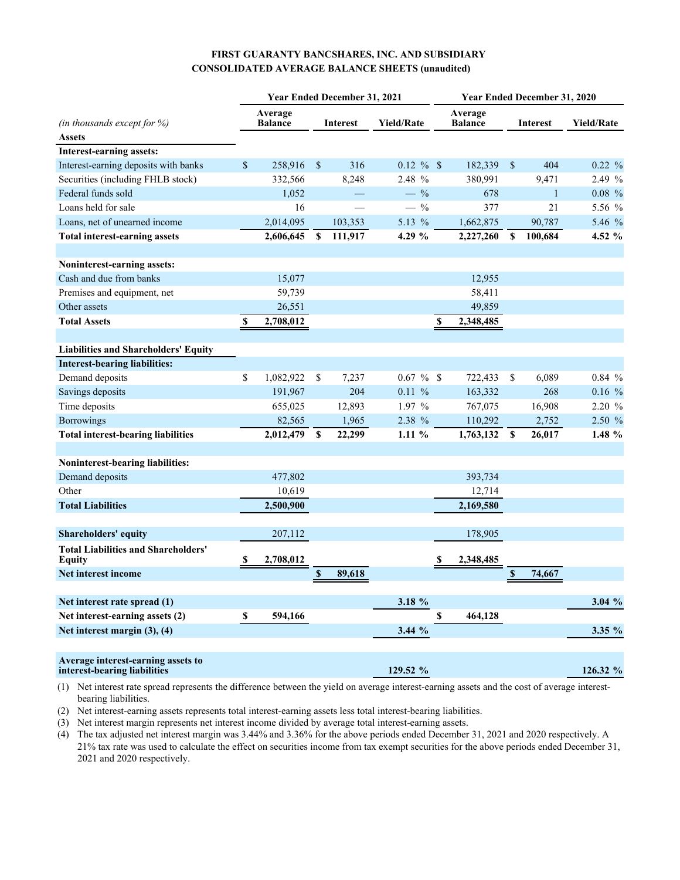**FIRST GUARANTY BANCSHARES, INC. AND SUBSIDIARY**
**CONSOLIDATED AVERAGE BALANCE SHEETS (unaudited)**

| *(in thousands except for %)* | Year Ended December 31, 2021 | | | Year Ended December 31, 2020 | | |
|---|---|---|---|---|---|---|
| | Average Balance | Interest | Yield/Rate | Average Balance | Interest | Yield/Rate |
| **Assets** | | | | | | |
| **Interest-earning assets:** | | | | | | |
| Interest-earning deposits with banks | $ 258,916 | $ 316 | 0.12 % | $ 182,339 | $ 404 | 0.22 % |
| Securities (including FHLB stock) | 332,566 | 8,248 | 2.48 % | 380,991 | 9,471 | 2.49 % |
| Federal funds sold | 1,052 | — | — % | 678 | 1 | 0.08 % |
| Loans held for sale | 16 | — | — % | 377 | 21 | 5.56 % |
| Loans, net of unearned income | 2,014,095 | 103,353 | 5.13 % | 1,662,875 | 90,787 | 5.46 % |
| **Total interest-earning assets** | **2,606,645** | **$ 111,917** | **4.29 %** | **2,227,260** | **$ 100,684** | **4.52 %** |
| | | | | | | |
| **Noninterest-earning assets:** | | | | | | |
| Cash and due from banks | 15,077 | | | 12,955 | | |
| Premises and equipment, net | 59,739 | | | 58,411 | | |
| Other assets | 26,551 | | | 49,859 | | |
| **Total Assets** | **$ 2,708,012** | | | **$ 2,348,485** | | |
| | | | | | | |
| **Liabilities and Shareholders' Equity** | | | | | | |
| **Interest-bearing liabilities:** | | | | | | |
| Demand deposits | $ 1,082,922 | $ 7,237 | 0.67 % | $ 722,433 | $ 6,089 | 0.84 % |
| Savings deposits | 191,967 | 204 | 0.11 % | 163,332 | 268 | 0.16 % |
| Time deposits | 655,025 | 12,893 | 1.97 % | 767,075 | 16,908 | 2.20 % |
| Borrowings | 82,565 | 1,965 | 2.38 % | 110,292 | 2,752 | 2.50 % |
| **Total interest-bearing liabilities** | **2,012,479** | **$ 22,299** | **1.11 %** | **1,763,132** | **$ 26,017** | **1.48 %** |
| | | | | | | |
| **Noninterest-bearing liabilities:** | | | | | | |
| Demand deposits | 477,802 | | | 393,734 | | |
| Other | 10,619 | | | 12,714 | | |
| **Total Liabilities** | **2,500,900** | | | **2,169,580** | | |
| | | | | | | |
| **Shareholders' equity** | 207,112 | | | 178,905 | | |
| **Total Liabilities and Shareholders' Equity** | **$ 2,708,012** | | | **$ 2,348,485** | | |
| **Net interest income** | | **$ 89,618** | | | **$ 74,667** | |
| | | | | | | |
| **Net interest rate spread (1)** | | | **3.18 %** | | | **3.04 %** |
| **Net interest-earning assets (2)** | **$ 594,166** | | | **$ 464,128** | | |
| **Net interest margin (3), (4)** | | | **3.44 %** | | | **3.35 %** |
| | | | | | | |
| **Average interest-earning assets to interest-bearing liabilities** | | | **129.52 %** | | | **126.32 %** |

(1) Net interest rate spread represents the difference between the yield on average interest-earning assets and the cost of average interest-bearing liabilities.

(2) Net interest-earning assets represents total interest-earning assets less total interest-bearing liabilities.

(3) Net interest margin represents net interest income divided by average total interest-earning assets.

(4) The tax adjusted net interest margin was 3.44% and 3.36% for the above periods ended December 31, 2021 and 2020 respectively. A 21% tax rate was used to calculate the effect on securities income from tax exempt securities for the above periods ended December 31, 2021 and 2020 respectively.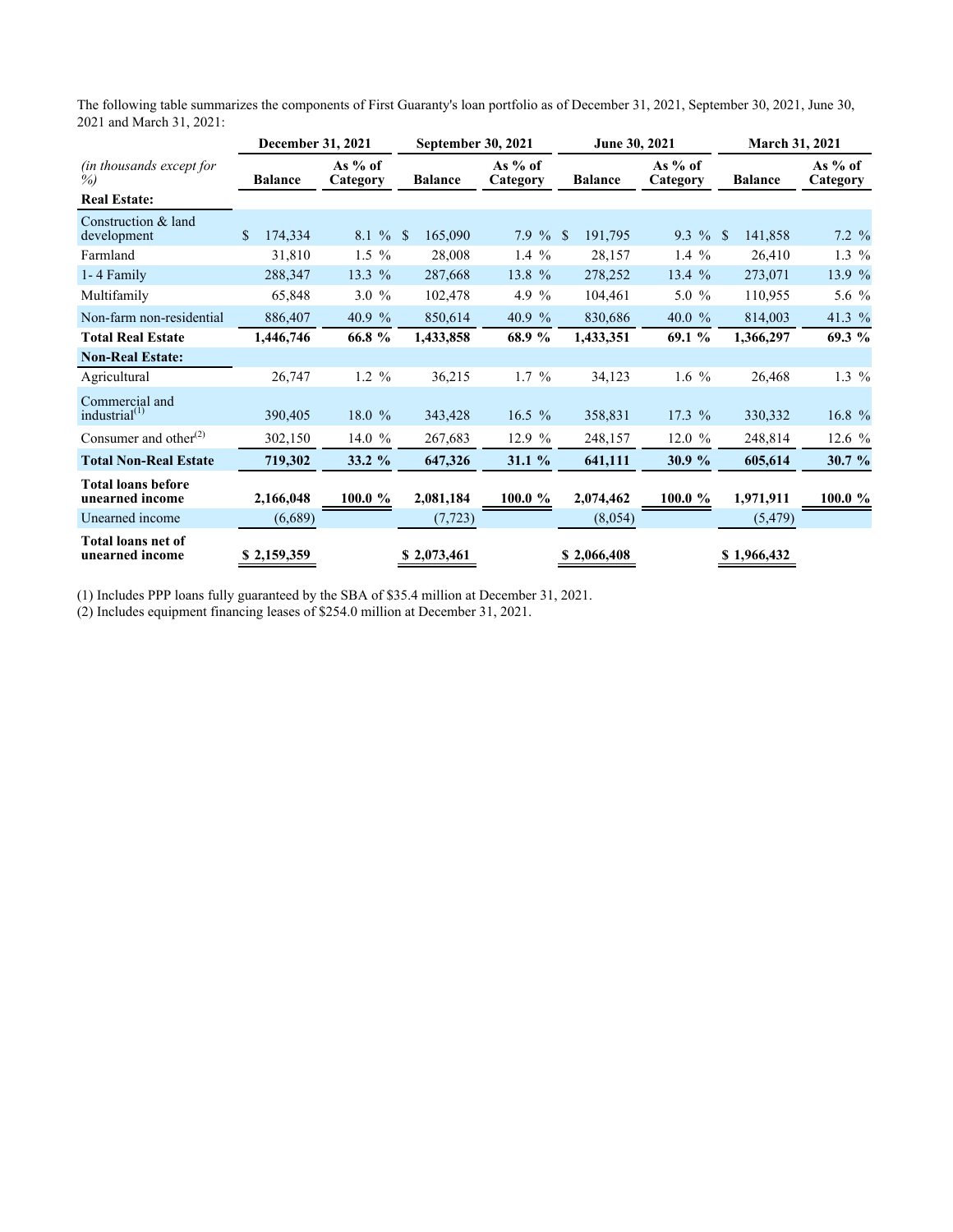The following table summarizes the components of First Guaranty's loan portfolio as of December 31, 2021, September 30, 2021, June 30, 2021 and March 31, 2021:

| *(in thousands except for %)* | December 31, 2021 | | September 30, 2021 | | June 30, 2021 | | March 31, 2021 | |
|---|---|---|---|---|---|---|---|---|
| | **Balance** | **As % of Category** | **Balance** | **As % of Category** | **Balance** | **As % of Category** | **Balance** | **As % of Category** |
| **Real Estate:** | | | | | | | | |
| Construction & land development | $ 174,334 | 8.1 % | $ 165,090 | 7.9 % | $ 191,795 | 9.3 % | $ 141,858 | 7.2 % |
| Farmland | 31,810 | 1.5 % | 28,008 | 1.4 % | 28,157 | 1.4 % | 26,410 | 1.3 % |
| 1- 4 Family | 288,347 | 13.3 % | 287,668 | 13.8 % | 278,252 | 13.4 % | 273,071 | 13.9 % |
| Multifamily | 65,848 | 3.0 % | 102,478 | 4.9 % | 104,461 | 5.0 % | 110,955 | 5.6 % |
| Non-farm non-residential | 886,407 | 40.9 % | 850,614 | 40.9 % | 830,686 | 40.0 % | 814,003 | 41.3 % |
| **Total Real Estate** | **1,446,746** | **66.8 %** | **1,433,858** | **68.9 %** | **1,433,351** | **69.1 %** | **1,366,297** | **69.3 %** |
| **Non-Real Estate:** | | | | | | | | |
| Agricultural | 26,747 | 1.2 % | 36,215 | 1.7 % | 34,123 | 1.6 % | 26,468 | 1.3 % |
| Commercial and industrial[(1)] | 390,405 | 18.0 % | 343,428 | 16.5 % | 358,831 | 17.3 % | 330,332 | 16.8 % |
| Consumer and other[(2)] | 302,150 | 14.0 % | 267,683 | 12.9 % | 248,157 | 12.0 % | 248,814 | 12.6 % |
| **Total Non-Real Estate** | **719,302** | **33.2 %** | **647,326** | **31.1 %** | **641,111** | **30.9 %** | **605,614** | **30.7 %** |
| **Total loans before unearned income** | **2,166,048** | **100.0 %** | **2,081,184** | **100.0 %** | **2,074,462** | **100.0 %** | **1,971,911** | **100.0 %** |
| Unearned income | (6,689) | | (7,723) | | (8,054) | | (5,479) | |
| **Total loans net of unearned income** | **$ 2,159,359** | | **$ 2,073,461** | | **$ 2,066,408** | | **$ 1,966,432** | |

(1) Includes PPP loans fully guaranteed by the SBA of $35.4 million at December 31, 2021.

(2) Includes equipment financing leases of $254.0 million at December 31, 2021.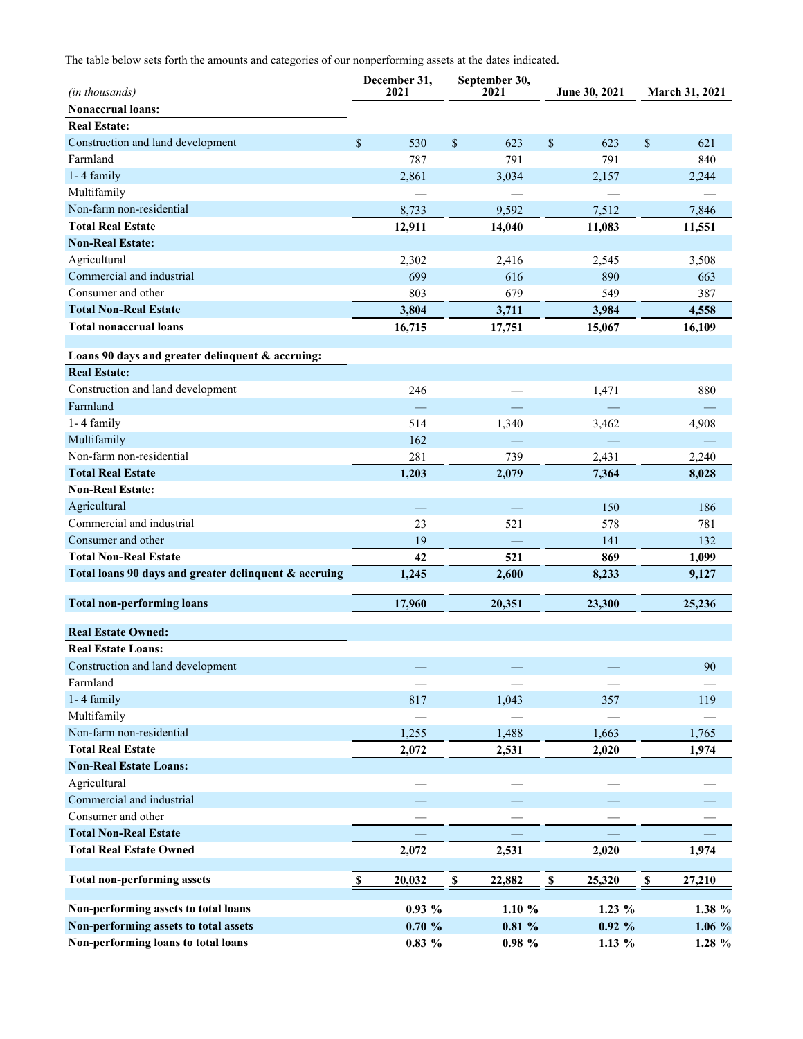The table below sets forth the amounts and categories of our nonperforming assets at the dates indicated.

| *(in thousands)* | December 31, 2021 | September 30, 2021 | June 30, 2021 | March 31, 2021 |
|---|---|---|---|---|
| **Nonaccrual loans:** | | | | |
| **Real Estate:** | | | | |
| Construction and land development | $ 530 | $ 623 | $ 623 | $ 621 |
| Farmland | 787 | 791 | 791 | 840 |
| 1- 4 family | 2,861 | 3,034 | 2,157 | 2,244 |
| Multifamily | — | — | — | — |
| Non-farm non-residential | 8,733 | 9,592 | 7,512 | 7,846 |
| **Total Real Estate** | **12,911** | **14,040** | **11,083** | **11,551** |
| **Non-Real Estate:** | | | | |
| Agricultural | 2,302 | 2,416 | 2,545 | 3,508 |
| Commercial and industrial | 699 | 616 | 890 | 663 |
| Consumer and other | 803 | 679 | 549 | 387 |
| **Total Non-Real Estate** | **3,804** | **3,711** | **3,984** | **4,558** |
| **Total nonaccrual loans** | **16,715** | **17,751** | **15,067** | **16,109** |
| | | | | |
| **Loans 90 days and greater delinquent & accruing:** | | | | |
| **Real Estate:** | | | | |
| Construction and land development | 246 | — | 1,471 | 880 |
| Farmland | — | — | — | — |
| 1- 4 family | 514 | 1,340 | 3,462 | 4,908 |
| Multifamily | 162 | — | — | — |
| Non-farm non-residential | 281 | 739 | 2,431 | 2,240 |
| **Total Real Estate** | **1,203** | **2,079** | **7,364** | **8,028** |
| **Non-Real Estate:** | | | | |
| Agricultural | — | — | 150 | 186 |
| Commercial and industrial | 23 | 521 | 578 | 781 |
| Consumer and other | 19 | — | 141 | 132 |
| **Total Non-Real Estate** | **42** | **521** | **869** | **1,099** |
| **Total loans 90 days and greater delinquent & accruing** | **1,245** | **2,600** | **8,233** | **9,127** |
| | | | | |
| **Total non-performing loans** | **17,960** | **20,351** | **23,300** | **25,236** |
| | | | | |
| **Real Estate Owned:** | | | | |
| **Real Estate Loans:** | | | | |
| Construction and land development | — | — | — | 90 |
| Farmland | — | — | — | — |
| 1- 4 family | 817 | 1,043 | 357 | 119 |
| Multifamily | — | — | — | — |
| Non-farm non-residential | 1,255 | 1,488 | 1,663 | 1,765 |
| **Total Real Estate** | **2,072** | **2,531** | **2,020** | **1,974** |
| **Non-Real Estate Loans:** | | | | |
| Agricultural | — | — | — | — |
| Commercial and industrial | — | — | — | — |
| Consumer and other | — | — | — | — |
| **Total Non-Real Estate** | — | — | — | — |
| **Total Real Estate Owned** | **2,072** | **2,531** | **2,020** | **1,974** |
| | | | | |
| **Total non-performing assets** | **$ 20,032** | **$ 22,882** | **$ 25,320** | **$ 27,210** |
| | | | | |
| **Non-performing assets to total loans** | **0.93 %** | **1.10 %** | **1.23 %** | **1.38 %** |
| **Non-performing assets to total assets** | **0.70 %** | **0.81 %** | **0.92 %** | **1.06 %** |
| **Non-performing loans to total loans** | **0.83 %** | **0.98 %** | **1.13 %** | **1.28 %** |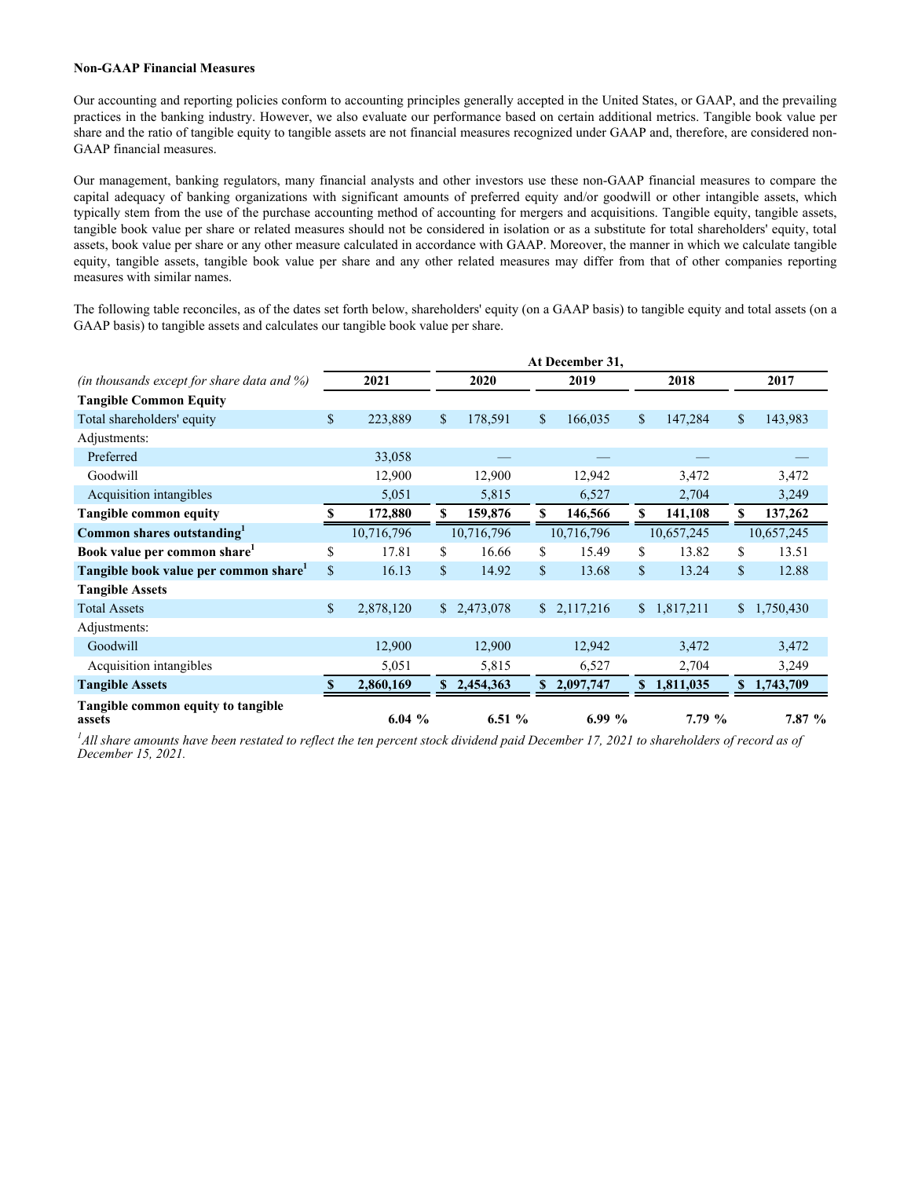**Non-GAAP Financial Measures**

Our accounting and reporting policies conform to accounting principles generally accepted in the United States, or GAAP, and the prevailing practices in the banking industry. However, we also evaluate our performance based on certain additional metrics. Tangible book value per share and the ratio of tangible equity to tangible assets are not financial measures recognized under GAAP and, therefore, are considered non-GAAP financial measures.

Our management, banking regulators, many financial analysts and other investors use these non-GAAP financial measures to compare the capital adequacy of banking organizations with significant amounts of preferred equity and/or goodwill or other intangible assets, which typically stem from the use of the purchase accounting method of accounting for mergers and acquisitions. Tangible equity, tangible assets, tangible book value per share or related measures should not be considered in isolation or as a substitute for total shareholders' equity, total assets, book value per share or any other measure calculated in accordance with GAAP. Moreover, the manner in which we calculate tangible equity, tangible assets, tangible book value per share and any other related measures may differ from that of other companies reporting measures with similar names.

The following table reconciles, as of the dates set forth below, shareholders' equity (on a GAAP basis) to tangible equity and total assets (on a GAAP basis) to tangible assets and calculates our tangible book value per share.

| | At December 31, | | | | |
|---|---|---|---|---|---|
| *(in thousands except for share data and %)* | 2021 | 2020 | 2019 | 2018 | 2017 |
| **Tangible Common Equity** | | | | | |
| Total shareholders' equity | $ 223,889 | $ 178,591 | $ 166,035 | $ 147,284 | $ 143,983 |
| Adjustments: | | | | | |
| Preferred | 33,058 | — | — | — | — |
| Goodwill | 12,900 | 12,900 | 12,942 | 3,472 | 3,472 |
| Acquisition intangibles | 5,051 | 5,815 | 6,527 | 2,704 | 3,249 |
| **Tangible common equity** | **$ 172,880** | **$ 159,876** | **$ 146,566** | **$ 141,108** | **$ 137,262** |
| **Common shares outstanding**[1] | 10,716,796 | 10,716,796 | 10,716,796 | 10,657,245 | 10,657,245 |
| **Book value per common share**[1] | $ 17.81 | $ 16.66 | $ 15.49 | $ 13.82 | $ 13.51 |
| **Tangible book value per common share**[1] | $ 16.13 | $ 14.92 | $ 13.68 | $ 13.24 | $ 12.88 |
| **Tangible Assets** | | | | | |
| Total Assets | $ 2,878,120 | $ 2,473,078 | $ 2,117,216 | $ 1,817,211 | $ 1,750,430 |
| Adjustments: | | | | | |
| Goodwill | 12,900 | 12,900 | 12,942 | 3,472 | 3,472 |
| Acquisition intangibles | 5,051 | 5,815 | 6,527 | 2,704 | 3,249 |
| **Tangible Assets** | **$ 2,860,169** | **$ 2,454,363** | **$ 2,097,747** | **$ 1,811,035** | **$ 1,743,709** |
| **Tangible common equity to tangible assets** | **6.04 %** | **6.51 %** | **6.99 %** | **7.79 %** | **7.87 %** |

*[1] All share amounts have been restated to reflect the ten percent stock dividend paid December 17, 2021 to shareholders of record as of December 15, 2021.*